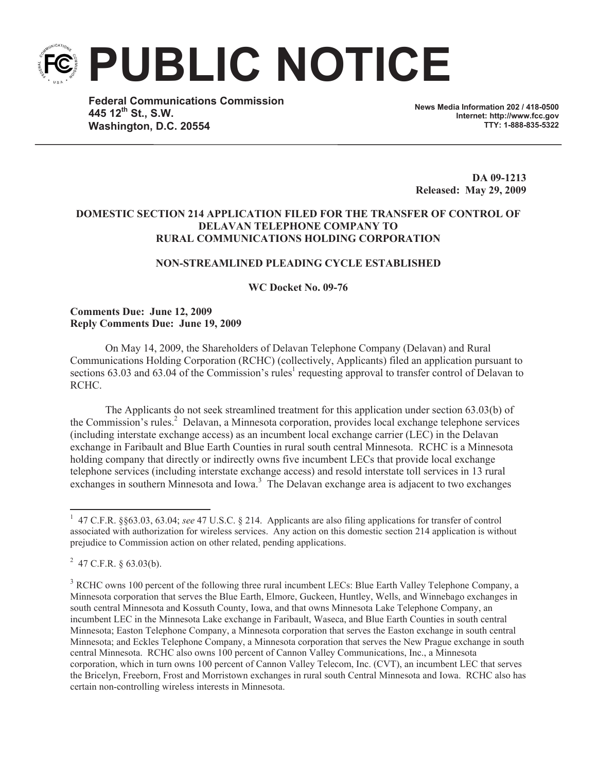# PUBLIC NOTICE

**Federal Communications Commission**
**445 12th St., S.W.**
**Washington, D.C. 20554**

**News Media Information 202 / 418-0500**
**Internet: http://www.fcc.gov**
**TTY: 1-888-835-5322**

**DA 09-1213**
**Released: May 29, 2009**

**DOMESTIC SECTION 214 APPLICATION FILED FOR THE TRANSFER OF CONTROL OF DELAVAN TELEPHONE COMPANY TO RURAL COMMUNICATIONS HOLDING CORPORATION**

**NON-STREAMLINED PLEADING CYCLE ESTABLISHED**

**WC Docket No. 09-76**

**Comments Due: June 12, 2009**
**Reply Comments Due: June 19, 2009**

On May 14, 2009, the Shareholders of Delavan Telephone Company (Delavan) and Rural Communications Holding Corporation (RCHC) (collectively, Applicants) filed an application pursuant to sections 63.03 and 63.04 of the Commission's rules[1] requesting approval to transfer control of Delavan to RCHC.

The Applicants do not seek streamlined treatment for this application under section 63.03(b) of the Commission's rules.[2] Delavan, a Minnesota corporation, provides local exchange telephone services (including interstate exchange access) as an incumbent local exchange carrier (LEC) in the Delavan exchange in Faribault and Blue Earth Counties in rural south central Minnesota. RCHC is a Minnesota holding company that directly or indirectly owns five incumbent LECs that provide local exchange telephone services (including interstate exchange access) and resold interstate toll services in 13 rural exchanges in southern Minnesota and Iowa.[3] The Delavan exchange area is adjacent to two exchanges

---

[1] 47 C.F.R. §§63.03, 63.04; *see* 47 U.S.C. § 214. Applicants are also filing applications for transfer of control associated with authorization for wireless services. Any action on this domestic section 214 application is without prejudice to Commission action on other related, pending applications.

[2] 47 C.F.R. § 63.03(b).

[3] RCHC owns 100 percent of the following three rural incumbent LECs: Blue Earth Valley Telephone Company, a Minnesota corporation that serves the Blue Earth, Elmore, Guckeen, Huntley, Wells, and Winnebago exchanges in south central Minnesota and Kossuth County, Iowa, and that owns Minnesota Lake Telephone Company, an incumbent LEC in the Minnesota Lake exchange in Faribault, Waseca, and Blue Earth Counties in south central Minnesota; Easton Telephone Company, a Minnesota corporation that serves the Easton exchange in south central Minnesota; and Eckles Telephone Company, a Minnesota corporation that serves the New Prague exchange in south central Minnesota. RCHC also owns 100 percent of Cannon Valley Communications, Inc., a Minnesota corporation, which in turn owns 100 percent of Cannon Valley Telecom, Inc. (CVT), an incumbent LEC that serves the Bricelyn, Freeborn, Frost and Morristown exchanges in rural south Central Minnesota and Iowa. RCHC also has certain non-controlling wireless interests in Minnesota.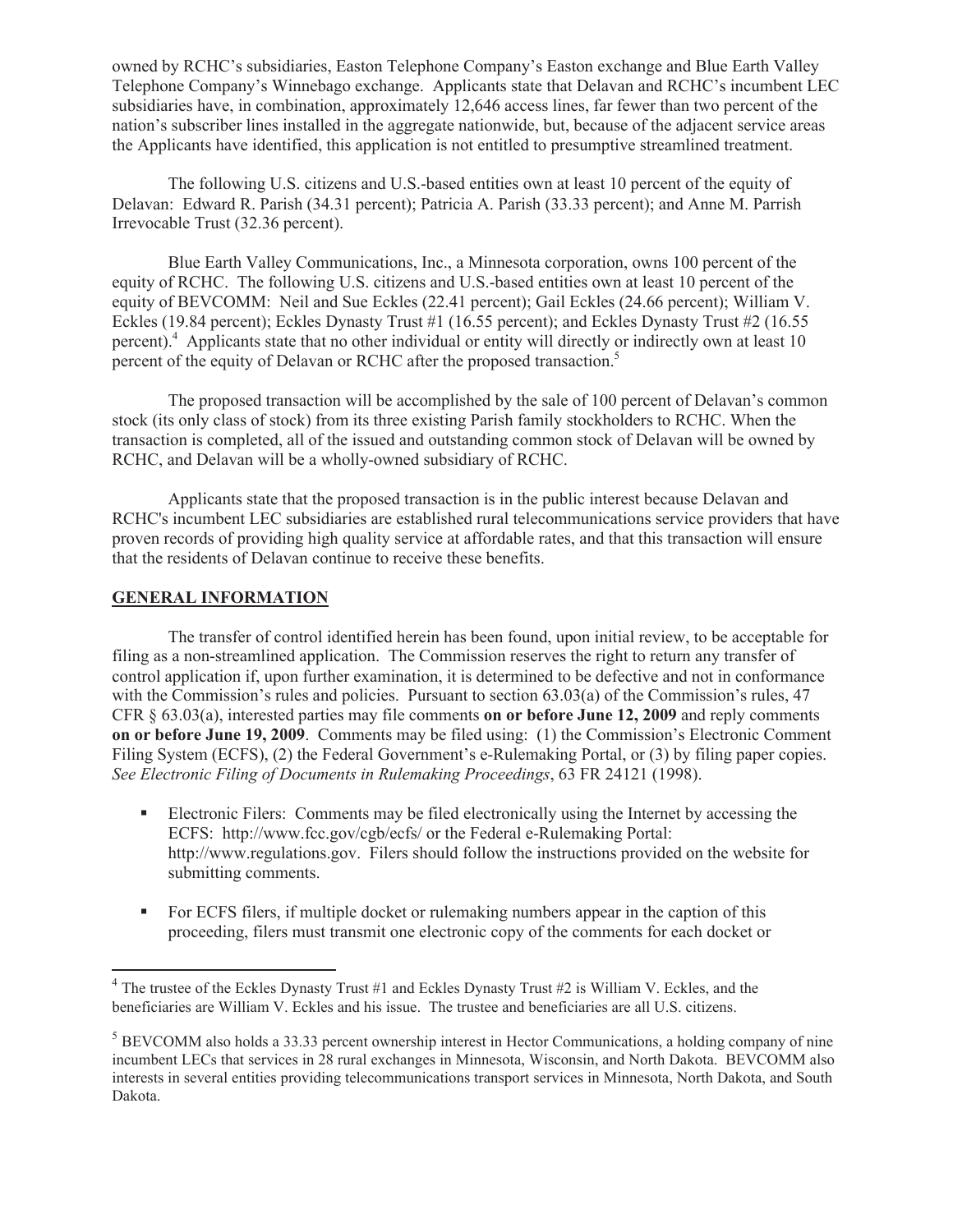owned by RCHC's subsidiaries, Easton Telephone Company's Easton exchange and Blue Earth Valley Telephone Company's Winnebago exchange. Applicants state that Delavan and RCHC's incumbent LEC subsidiaries have, in combination, approximately 12,646 access lines, far fewer than two percent of the nation's subscriber lines installed in the aggregate nationwide, but, because of the adjacent service areas the Applicants have identified, this application is not entitled to presumptive streamlined treatment.

The following U.S. citizens and U.S.-based entities own at least 10 percent of the equity of Delavan: Edward R. Parish (34.31 percent); Patricia A. Parish (33.33 percent); and Anne M. Parrish Irrevocable Trust (32.36 percent).

Blue Earth Valley Communications, Inc., a Minnesota corporation, owns 100 percent of the equity of RCHC. The following U.S. citizens and U.S.-based entities own at least 10 percent of the equity of BEVCOMM: Neil and Sue Eckles (22.41 percent); Gail Eckles (24.66 percent); William V. Eckles (19.84 percent); Eckles Dynasty Trust #1 (16.55 percent); and Eckles Dynasty Trust #2 (16.55 percent).[4] Applicants state that no other individual or entity will directly or indirectly own at least 10 percent of the equity of Delavan or RCHC after the proposed transaction.[5]

The proposed transaction will be accomplished by the sale of 100 percent of Delavan's common stock (its only class of stock) from its three existing Parish family stockholders to RCHC. When the transaction is completed, all of the issued and outstanding common stock of Delavan will be owned by RCHC, and Delavan will be a wholly-owned subsidiary of RCHC.

Applicants state that the proposed transaction is in the public interest because Delavan and RCHC's incumbent LEC subsidiaries are established rural telecommunications service providers that have proven records of providing high quality service at affordable rates, and that this transaction will ensure that the residents of Delavan continue to receive these benefits.

## GENERAL INFORMATION

The transfer of control identified herein has been found, upon initial review, to be acceptable for filing as a non-streamlined application. The Commission reserves the right to return any transfer of control application if, upon further examination, it is determined to be defective and not in conformance with the Commission's rules and policies. Pursuant to section 63.03(a) of the Commission's rules, 47 CFR § 63.03(a), interested parties may file comments **on or before June 12, 2009** and reply comments **on or before June 19, 2009**. Comments may be filed using: (1) the Commission's Electronic Comment Filing System (ECFS), (2) the Federal Government's e-Rulemaking Portal, or (3) by filing paper copies. *See Electronic Filing of Documents in Rulemaking Proceedings*, 63 FR 24121 (1998).

- Electronic Filers: Comments may be filed electronically using the Internet by accessing the ECFS: http://www.fcc.gov/cgb/ecfs/ or the Federal e-Rulemaking Portal: http://www.regulations.gov. Filers should follow the instructions provided on the website for submitting comments.

- For ECFS filers, if multiple docket or rulemaking numbers appear in the caption of this proceeding, filers must transmit one electronic copy of the comments for each docket or

---

[4] The trustee of the Eckles Dynasty Trust #1 and Eckles Dynasty Trust #2 is William V. Eckles, and the beneficiaries are William V. Eckles and his issue. The trustee and beneficiaries are all U.S. citizens.

[5] BEVCOMM also holds a 33.33 percent ownership interest in Hector Communications, a holding company of nine incumbent LECs that services in 28 rural exchanges in Minnesota, Wisconsin, and North Dakota. BEVCOMM also interests in several entities providing telecommunications transport services in Minnesota, North Dakota, and South Dakota.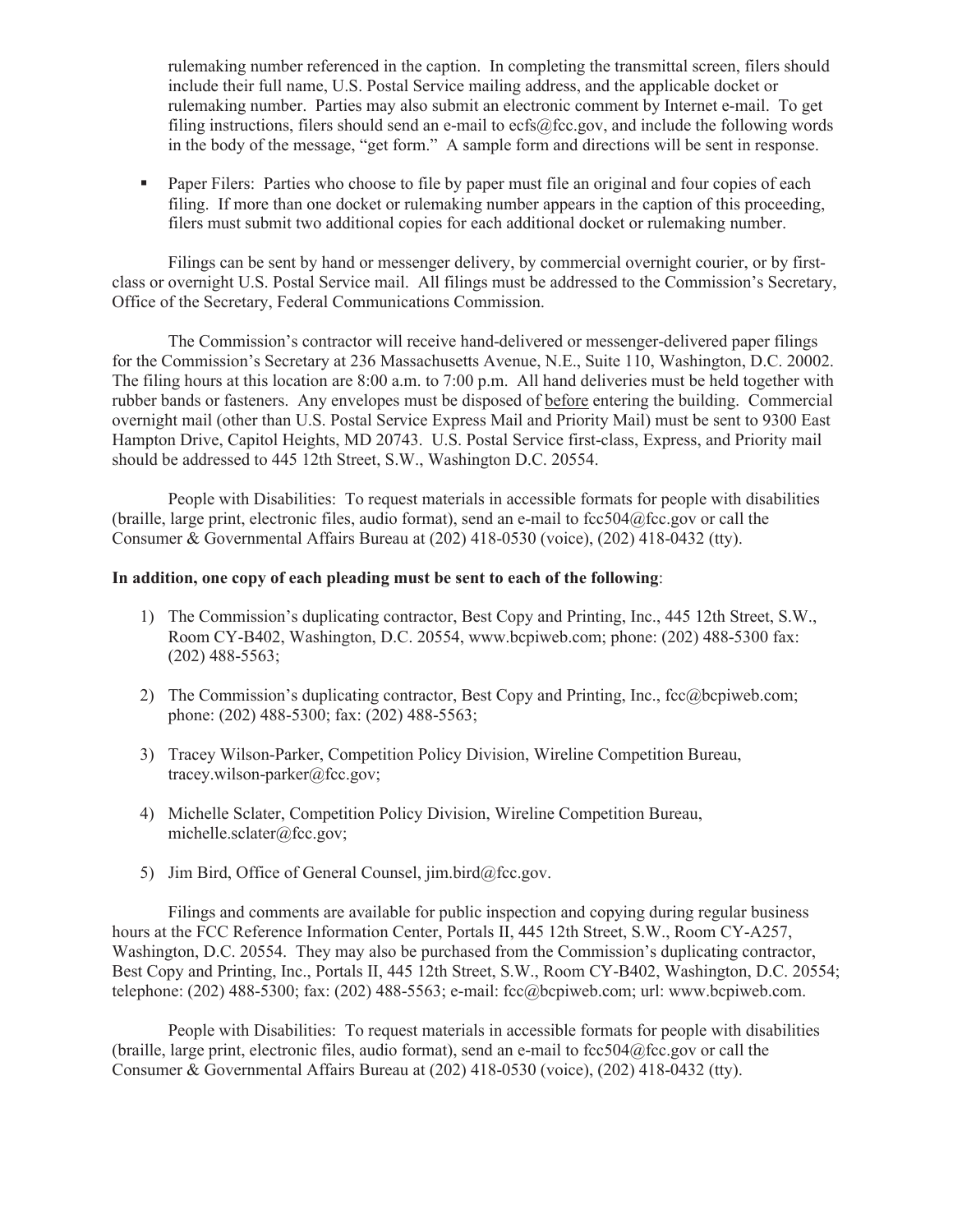rulemaking number referenced in the caption. In completing the transmittal screen, filers should include their full name, U.S. Postal Service mailing address, and the applicable docket or rulemaking number. Parties may also submit an electronic comment by Internet e-mail. To get filing instructions, filers should send an e-mail to ecfs@fcc.gov, and include the following words in the body of the message, "get form." A sample form and directions will be sent in response.

- Paper Filers: Parties who choose to file by paper must file an original and four copies of each filing. If more than one docket or rulemaking number appears in the caption of this proceeding, filers must submit two additional copies for each additional docket or rulemaking number.

Filings can be sent by hand or messenger delivery, by commercial overnight courier, or by first-class or overnight U.S. Postal Service mail. All filings must be addressed to the Commission's Secretary, Office of the Secretary, Federal Communications Commission.

The Commission's contractor will receive hand-delivered or messenger-delivered paper filings for the Commission's Secretary at 236 Massachusetts Avenue, N.E., Suite 110, Washington, D.C. 20002. The filing hours at this location are 8:00 a.m. to 7:00 p.m. All hand deliveries must be held together with rubber bands or fasteners. Any envelopes must be disposed of before entering the building. Commercial overnight mail (other than U.S. Postal Service Express Mail and Priority Mail) must be sent to 9300 East Hampton Drive, Capitol Heights, MD 20743. U.S. Postal Service first-class, Express, and Priority mail should be addressed to 445 12th Street, S.W., Washington D.C. 20554.

People with Disabilities: To request materials in accessible formats for people with disabilities (braille, large print, electronic files, audio format), send an e-mail to fcc504@fcc.gov or call the Consumer & Governmental Affairs Bureau at (202) 418-0530 (voice), (202) 418-0432 (tty).

**In addition, one copy of each pleading must be sent to each of the following**:

1) The Commission's duplicating contractor, Best Copy and Printing, Inc., 445 12th Street, S.W., Room CY-B402, Washington, D.C. 20554, www.bcpiweb.com; phone: (202) 488-5300 fax: (202) 488-5563;

2) The Commission's duplicating contractor, Best Copy and Printing, Inc., fcc@bcpiweb.com; phone: (202) 488-5300; fax: (202) 488-5563;

3) Tracey Wilson-Parker, Competition Policy Division, Wireline Competition Bureau, tracey.wilson-parker@fcc.gov;

4) Michelle Sclater, Competition Policy Division, Wireline Competition Bureau, michelle.sclater@fcc.gov;

5) Jim Bird, Office of General Counsel, jim.bird@fcc.gov.

Filings and comments are available for public inspection and copying during regular business hours at the FCC Reference Information Center, Portals II, 445 12th Street, S.W., Room CY-A257, Washington, D.C. 20554. They may also be purchased from the Commission's duplicating contractor, Best Copy and Printing, Inc., Portals II, 445 12th Street, S.W., Room CY-B402, Washington, D.C. 20554; telephone: (202) 488-5300; fax: (202) 488-5563; e-mail: fcc@bcpiweb.com; url: www.bcpiweb.com.

People with Disabilities: To request materials in accessible formats for people with disabilities (braille, large print, electronic files, audio format), send an e-mail to fcc504@fcc.gov or call the Consumer & Governmental Affairs Bureau at (202) 418-0530 (voice), (202) 418-0432 (tty).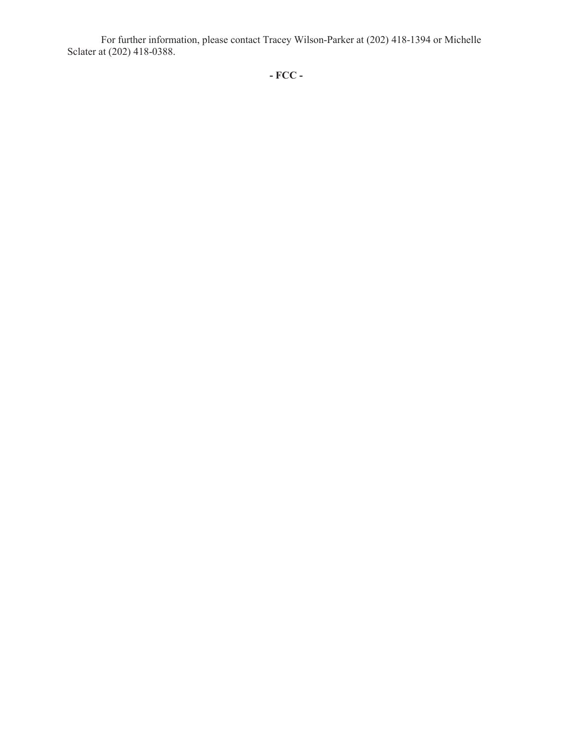For further information, please contact Tracey Wilson-Parker at (202) 418-1394 or Michelle Sclater at (202) 418-0388.

**- FCC -**